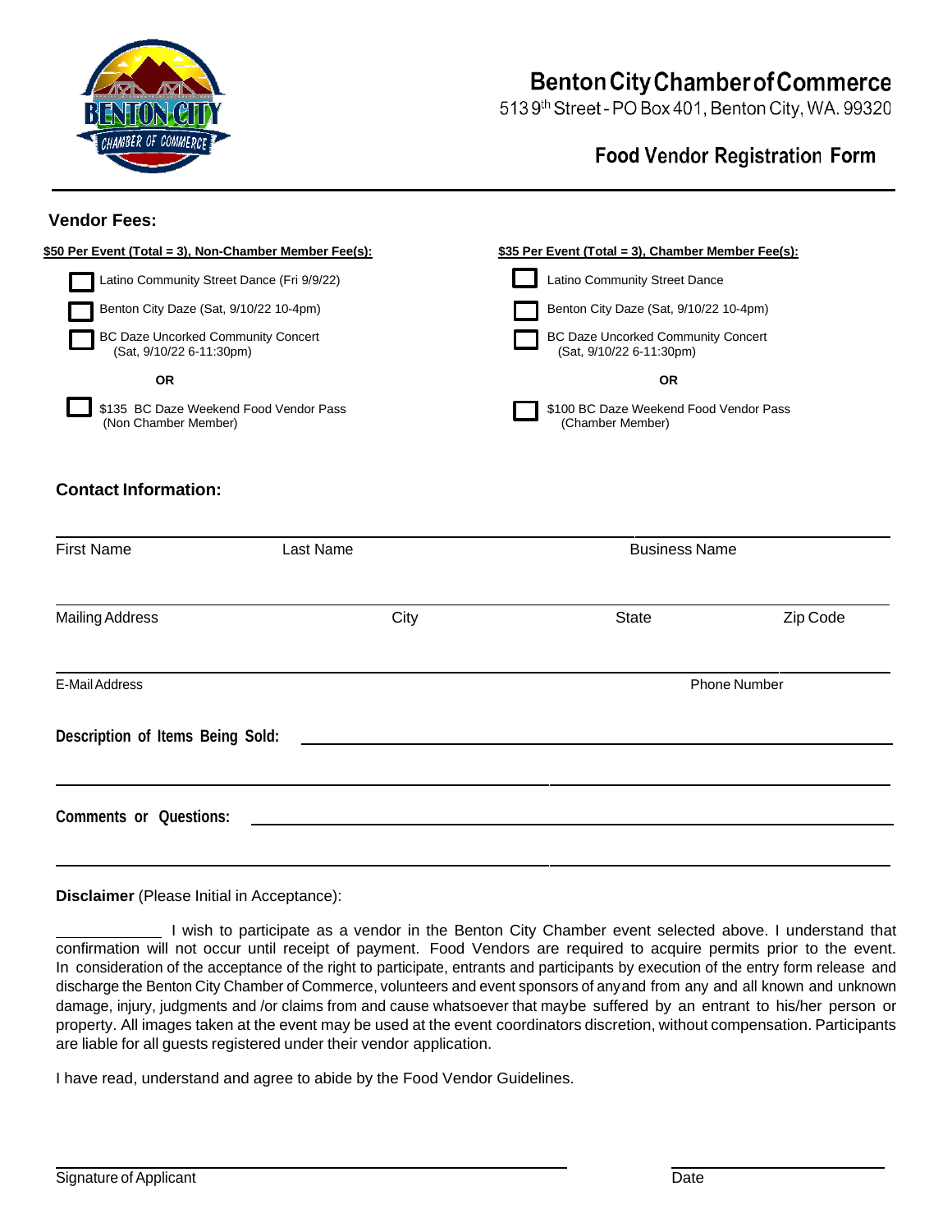# Benton City Chamber of Commerce

513 9th Street - PO Box 401, Benton City, WA. 99320

## Food Vendor Registration Form

### Vendor Fees:

**$50 Per Event (Total = 3), Non-Chamber Member Fee(s):**

- ☐ Latino Community Street Dance (Fri 9/9/22)
- ☐ Benton City Daze (Sat, 9/10/22 10-4pm)
- ☐ BC Daze Uncorked Community Concert (Sat, 9/10/22 6-11:30pm)

**OR**

- ☐ $135 BC Daze Weekend Food Vendor Pass (Non Chamber Member)

**$35 Per Event (Total = 3), Chamber Member Fee(s):**

- ☐ Latino Community Street Dance
- ☐ Benton City Daze (Sat, 9/10/22 10-4pm)
- ☐ BC Daze Uncorked Community Concert (Sat, 9/10/22 6-11:30pm)

**OR**

- ☐ $100 BC Daze Weekend Food Vendor Pass (Chamber Member)

### Contact Information:

First Name ____________ Last Name ____________ Business Name ____________

Mailing Address ____________ City ____________ State ____________ Zip Code ____________

E-Mail Address ____________ Phone Number ____________

**Description of Items Being Sold:** ________________________________________

________________________________________

**Comments or Questions:** ________________________________________

________________________________________

**Disclaimer** (Please Initial in Acceptance):

____________ I wish to participate as a vendor in the Benton City Chamber event selected above. I understand that confirmation will not occur until receipt of payment. Food Vendors are required to acquire permits prior to the event. In consideration of the acceptance of the right to participate, entrants and participants by execution of the entry form release and discharge the Benton City Chamber of Commerce, volunteers and event sponsors of anyand from any and all known and unknown damage, injury, judgments and /or claims from and cause whatsoever that maybe suffered by an entrant to his/her person or property. All images taken at the event may be used at the event coordinators discretion, without compensation. Participants are liable for all guests registered under their vendor application.

I have read, understand and agree to abide by the Food Vendor Guidelines.

____________________________ ____________

Signature of Applicant Date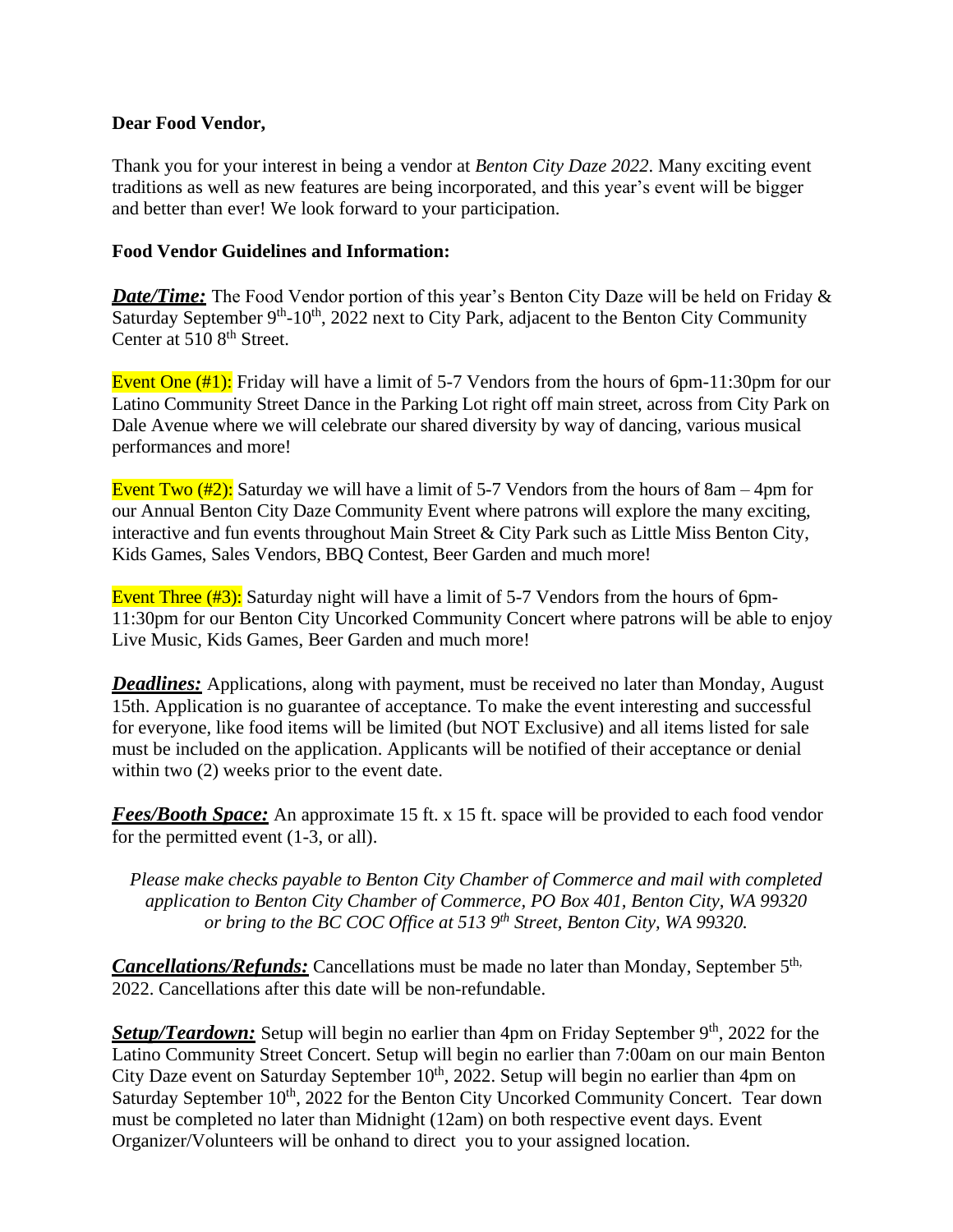**Dear Food Vendor,**

Thank you for your interest in being a vendor at *Benton City Daze 2022*. Many exciting event traditions as well as new features are being incorporated, and this year's event will be bigger and better than ever! We look forward to your participation.

**Food Vendor Guidelines and Information:**

***Date/Time:*** The Food Vendor portion of this year's Benton City Daze will be held on Friday & Saturday September 9th-10th, 2022 next to City Park, adjacent to the Benton City Community Center at 510 8th Street.

Event One (#1): Friday will have a limit of 5-7 Vendors from the hours of 6pm-11:30pm for our Latino Community Street Dance in the Parking Lot right off main street, across from City Park on Dale Avenue where we will celebrate our shared diversity by way of dancing, various musical performances and more!

Event Two (#2): Saturday we will have a limit of 5-7 Vendors from the hours of 8am – 4pm for our Annual Benton City Daze Community Event where patrons will explore the many exciting, interactive and fun events throughout Main Street & City Park such as Little Miss Benton City, Kids Games, Sales Vendors, BBQ Contest, Beer Garden and much more!

Event Three (#3): Saturday night will have a limit of 5-7 Vendors from the hours of 6pm-11:30pm for our Benton City Uncorked Community Concert where patrons will be able to enjoy Live Music, Kids Games, Beer Garden and much more!

***Deadlines:*** Applications, along with payment, must be received no later than Monday, August 15th. Application is no guarantee of acceptance. To make the event interesting and successful for everyone, like food items will be limited (but NOT Exclusive) and all items listed for sale must be included on the application. Applicants will be notified of their acceptance or denial within two (2) weeks prior to the event date.

***Fees/Booth Space:*** An approximate 15 ft. x 15 ft. space will be provided to each food vendor for the permitted event (1-3, or all).

*Please make checks payable to Benton City Chamber of Commerce and mail with completed application to Benton City Chamber of Commerce, PO Box 401, Benton City, WA 99320 or bring to the BC COC Office at 513 9th Street, Benton City, WA 99320.*

***Cancellations/Refunds:*** Cancellations must be made no later than Monday, September 5th, 2022. Cancellations after this date will be non-refundable.

***Setup/Teardown:*** Setup will begin no earlier than 4pm on Friday September 9th, 2022 for the Latino Community Street Concert. Setup will begin no earlier than 7:00am on our main Benton City Daze event on Saturday September 10th, 2022. Setup will begin no earlier than 4pm on Saturday September 10th, 2022 for the Benton City Uncorked Community Concert. Tear down must be completed no later than Midnight (12am) on both respective event days. Event Organizer/Volunteers will be onhand to direct you to your assigned location.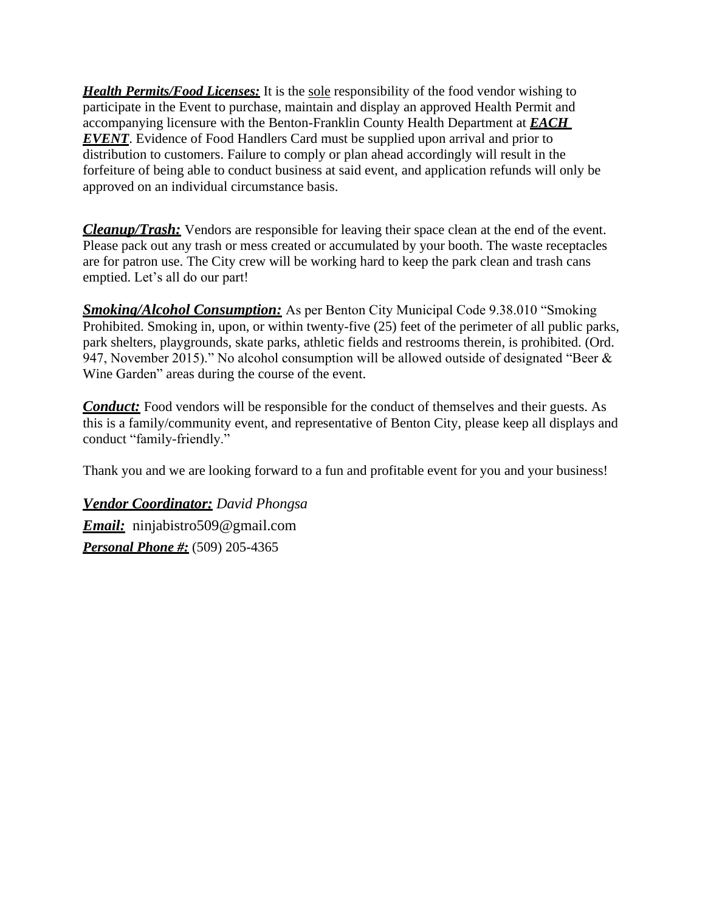***Health Permits/Food Licenses:*** It is the sole responsibility of the food vendor wishing to participate in the Event to purchase, maintain and display an approved Health Permit and accompanying licensure with the Benton-Franklin County Health Department at ***EACH EVENT***. Evidence of Food Handlers Card must be supplied upon arrival and prior to distribution to customers. Failure to comply or plan ahead accordingly will result in the forfeiture of being able to conduct business at said event, and application refunds will only be approved on an individual circumstance basis.

***Cleanup/Trash:*** Vendors are responsible for leaving their space clean at the end of the event. Please pack out any trash or mess created or accumulated by your booth. The waste receptacles are for patron use. The City crew will be working hard to keep the park clean and trash cans emptied. Let's all do our part!

***Smoking/Alcohol Consumption:*** As per Benton City Municipal Code 9.38.010 "Smoking Prohibited. Smoking in, upon, or within twenty-five (25) feet of the perimeter of all public parks, park shelters, playgrounds, skate parks, athletic fields and restrooms therein, is prohibited. (Ord. 947, November 2015)." No alcohol consumption will be allowed outside of designated "Beer & Wine Garden" areas during the course of the event.

***Conduct:*** Food vendors will be responsible for the conduct of themselves and their guests. As this is a family/community event, and representative of Benton City, please keep all displays and conduct "family-friendly."

Thank you and we are looking forward to a fun and profitable event for you and your business!

***Vendor Coordinator:*** *David Phongsa*

***Email:*** ninjabistro509@gmail.com

***Personal Phone #:*** (509) 205-4365